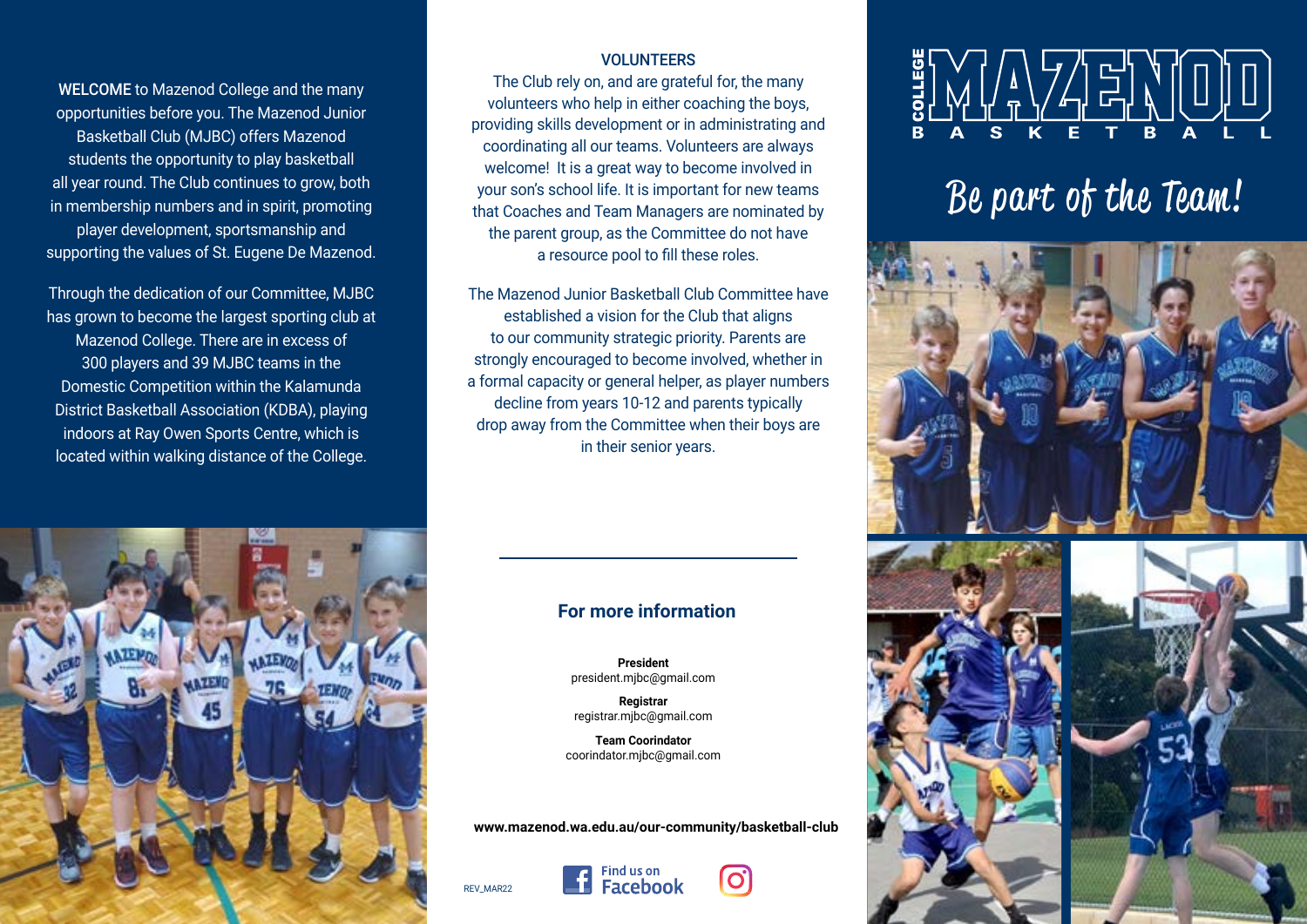**WELCOME** to Mazenod College and the many opportunities before you. The Mazenod Junior Basketball Club (MJBC) offers Mazenod students the opportunity to play basketball all year round. The Club continues to grow, both in membership numbers and in spirit, promoting player development, sportsmanship and supporting the values of St. Eugene De Mazenod.

Through the dedication of our Committee, MJBC has grown to become the largest sporting club at Mazenod College. There are in excess of 300 players and 39 MJBC teams in the Domestic Competition within the Kalamunda District Basketball Association (KDBA), playing indoors at Ray Owen Sports Centre, which is located within walking distance of the College.

## VOLUNTEERS

The Club rely on, and are grateful for, the many volunteers who help in either coaching the boys, providing skills development or in administrating and coordinating all our teams. Volunteers are always welcome! It is a great way to become involved in your son's school life. It is important for new teams that Coaches and Team Managers are nominated by the parent group, as the Committee do not have a resource pool to fill these roles.

The Mazenod Junior Basketball Club Committee have established a vision for the Club that aligns to our community strategic priority. Parents are strongly encouraged to become involved, whether in a formal capacity or general helper, as player numbers decline from years 10-12 and parents typically drop away from the Committee when their boys are in their senior years.

## For more information

**President**
president.mjbc@gmail.com

**Registrar**
registrar.mjbc@gmail.com

**Team Coorindator**
coorindator.mjbc@gmail.com

**www.mazenod.wa.edu.au/our-community/basketball-club**

REV_MAR22

Find us on Facebook

# COLLEGE MAZENOD BASKETBALL

## Be part of the Team!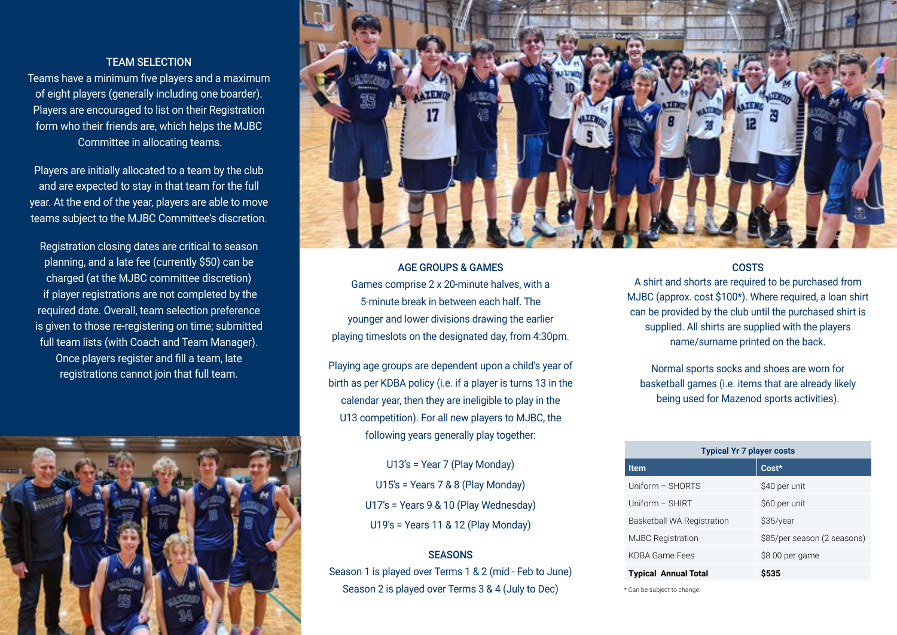## TEAM SELECTION

Teams have a minimum five players and a maximum of eight players (generally including one boarder). Players are encouraged to list on their Registration form who their friends are, which helps the MJBC Committee in allocating teams.

Players are initially allocated to a team by the club and are expected to stay in that team for the full year. At the end of the year, players are able to move teams subject to the MJBC Committee's discretion.

Registration closing dates are critical to season planning, and a late fee (currently $50) can be charged (at the MJBC committee discretion) if player registrations are not completed by the required date. Overall, team selection preference is given to those re-registering on time; submitted full team lists (with Coach and Team Manager). Once players register and fill a team, late registrations cannot join that full team.

## AGE GROUPS & GAMES

Games comprise 2 x 20-minute halves, with a 5-minute break in between each half. The younger and lower divisions drawing the earlier playing timeslots on the designated day, from 4:30pm.

Playing age groups are dependent upon a child's year of birth as per KDBA policy (i.e. if a player is turns 13 in the calendar year, then they are ineligible to play in the U13 competition). For all new players to MJBC, the following years generally play together:

U13's = Year 7 (Play Monday)

U15's = Years 7 & 8 (Play Monday)

U17's = Years 9 & 10 (Play Wednesday)

U19's = Years 11 & 12 (Play Monday)

## SEASONS

Season 1 is played over Terms 1 & 2 (mid - Feb to June)

Season 2 is played over Terms 3 & 4 (July to Dec)

## COSTS

A shirt and shorts are required to be purchased from MJBC (approx. cost $100*). Where required, a loan shirt can be provided by the club until the purchased shirt is supplied. All shirts are supplied with the players name/surname printed on the back.

Normal sports socks and shoes are worn for basketball games (i.e. items that are already likely being used for Mazenod sports activities).

**Typical Yr 7 player costs**

| Item | Cost* |
|---|---|
| Uniform – SHORTS | $40 per unit |
| Uniform – SHIRT | $60 per unit |
| Basketball WA Registration | $35/year |
| MJBC Registration | $85/per season (2 seasons) |
| KDBA Game Fees | $8.00 per game |
| **Typical Annual Total** | **$535** |

* Can be subject to change.